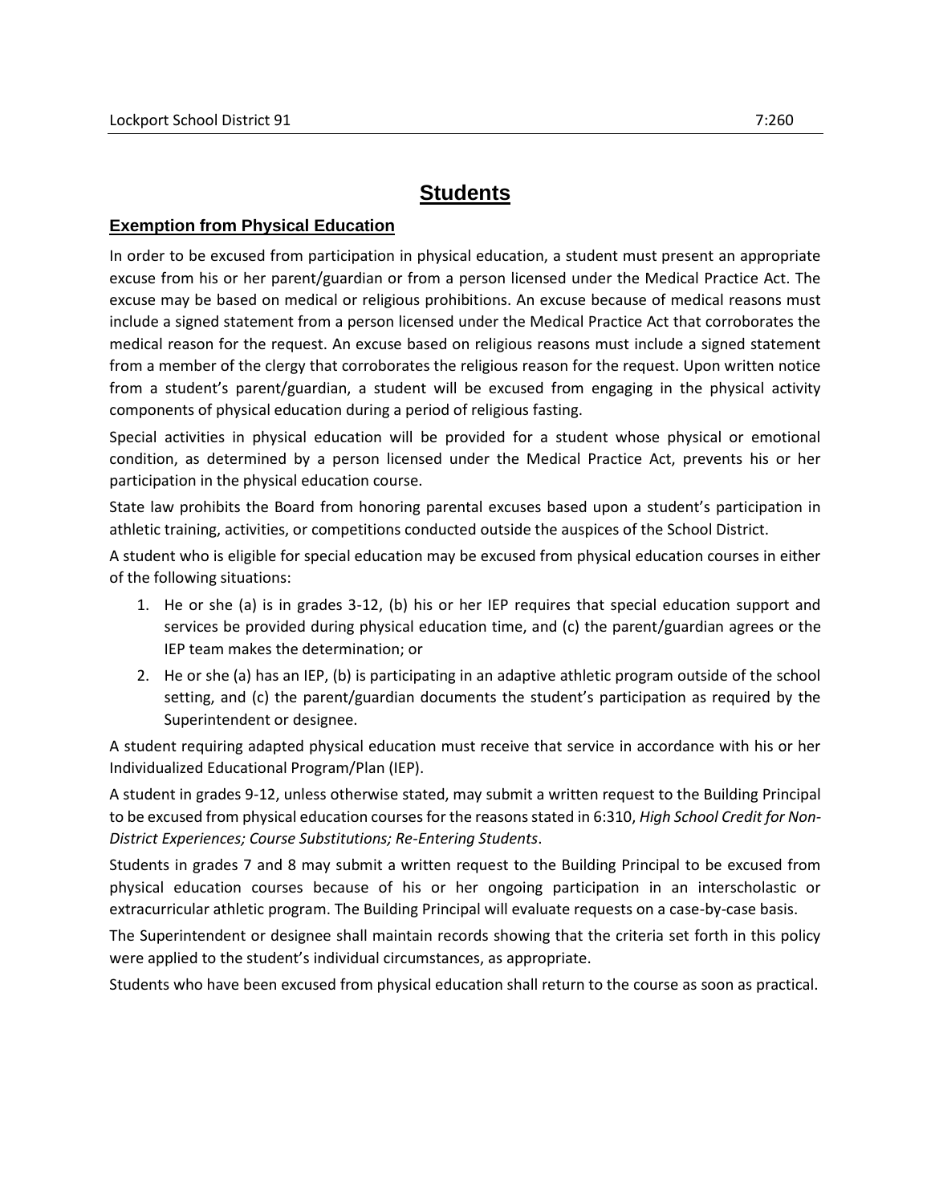# Students

## Exemption from Physical Education

In order to be excused from participation in physical education, a student must present an appropriate excuse from his or her parent/guardian or from a person licensed under the Medical Practice Act. The excuse may be based on medical or religious prohibitions. An excuse because of medical reasons must include a signed statement from a person licensed under the Medical Practice Act that corroborates the medical reason for the request. An excuse based on religious reasons must include a signed statement from a member of the clergy that corroborates the religious reason for the request. Upon written notice from a student's parent/guardian, a student will be excused from engaging in the physical activity components of physical education during a period of religious fasting.

Special activities in physical education will be provided for a student whose physical or emotional condition, as determined by a person licensed under the Medical Practice Act, prevents his or her participation in the physical education course.

State law prohibits the Board from honoring parental excuses based upon a student's participation in athletic training, activities, or competitions conducted outside the auspices of the School District.

A student who is eligible for special education may be excused from physical education courses in either of the following situations:

1. He or she (a) is in grades 3-12, (b) his or her IEP requires that special education support and services be provided during physical education time, and (c) the parent/guardian agrees or the IEP team makes the determination; or
2. He or she (a) has an IEP, (b) is participating in an adaptive athletic program outside of the school setting, and (c) the parent/guardian documents the student's participation as required by the Superintendent or designee.

A student requiring adapted physical education must receive that service in accordance with his or her Individualized Educational Program/Plan (IEP).

A student in grades 9-12, unless otherwise stated, may submit a written request to the Building Principal to be excused from physical education courses for the reasons stated in 6:310, *High School Credit for Non-District Experiences; Course Substitutions; Re-Entering Students*.

Students in grades 7 and 8 may submit a written request to the Building Principal to be excused from physical education courses because of his or her ongoing participation in an interscholastic or extracurricular athletic program. The Building Principal will evaluate requests on a case-by-case basis.

The Superintendent or designee shall maintain records showing that the criteria set forth in this policy were applied to the student's individual circumstances, as appropriate.

Students who have been excused from physical education shall return to the course as soon as practical.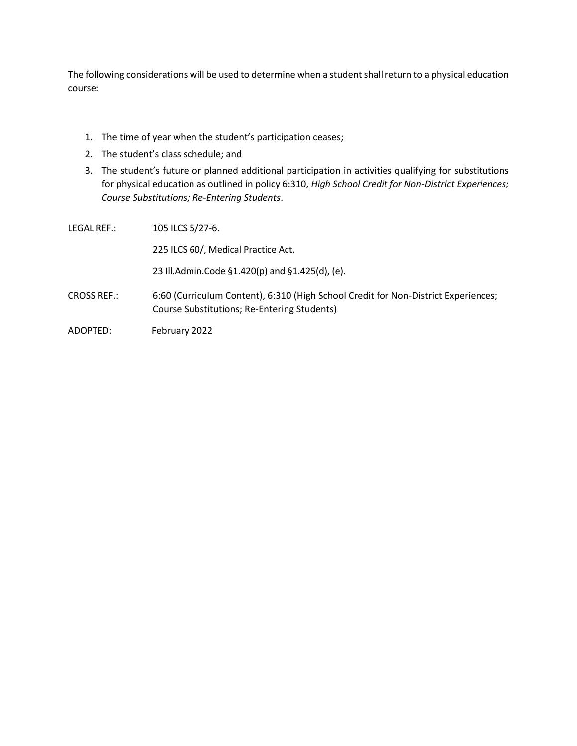The following considerations will be used to determine when a student shall return to a physical education course:

1. The time of year when the student's participation ceases;
2. The student's class schedule; and
3. The student's future or planned additional participation in activities qualifying for substitutions for physical education as outlined in policy 6:310, *High School Credit for Non-District Experiences; Course Substitutions; Re-Entering Students*.

LEGAL REF.: 105 ILCS 5/27-6.

225 ILCS 60/, Medical Practice Act.

23 Ill.Admin.Code §1.420(p) and §1.425(d), (e).

CROSS REF.: 6:60 (Curriculum Content), 6:310 (High School Credit for Non-District Experiences; Course Substitutions; Re-Entering Students)

ADOPTED: February 2022